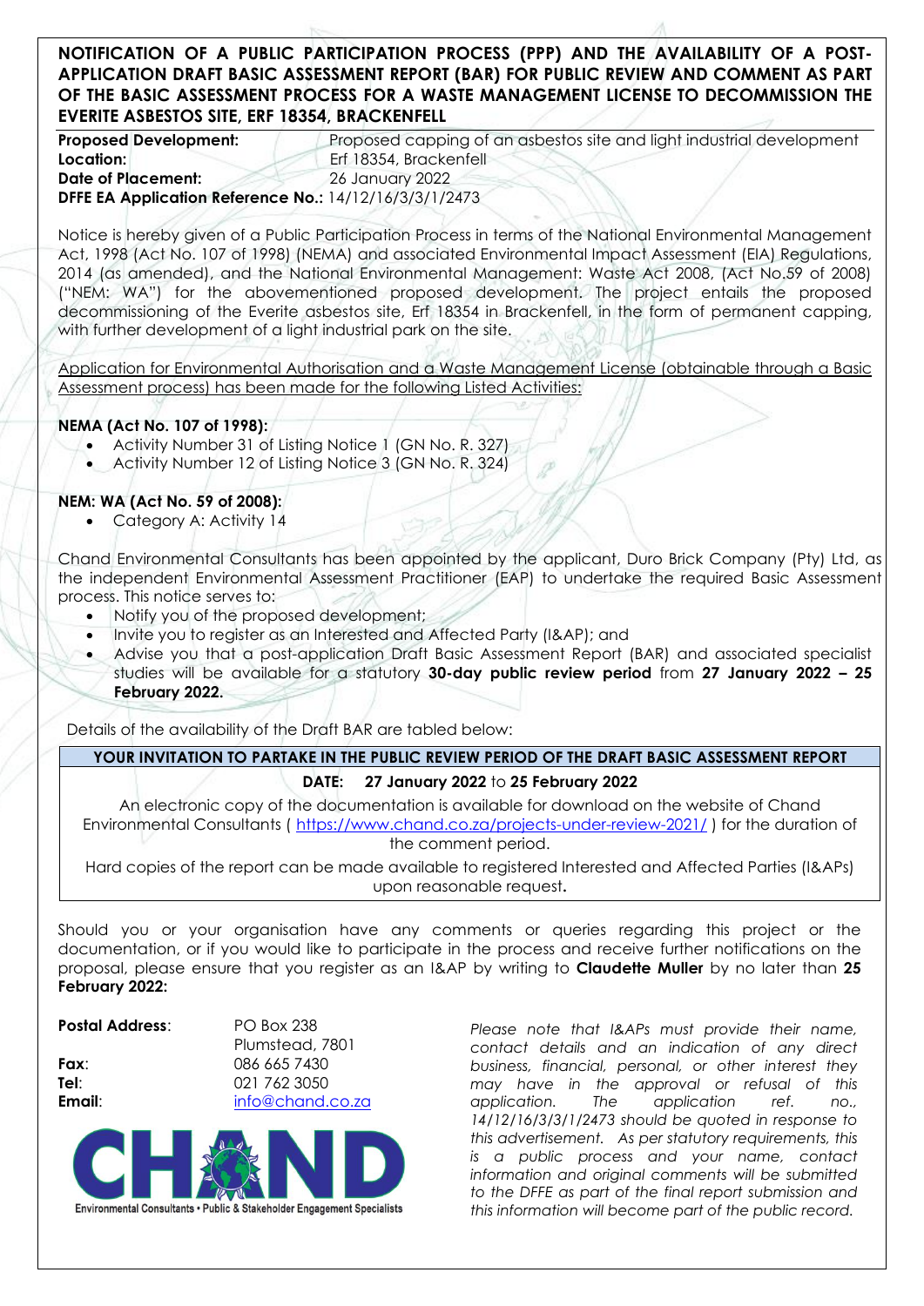# NOTIFICATION OF A PUBLIC PARTICIPATION PROCESS (PPP) AND THE AVAILABILITY OF A POST-APPLICATION DRAFT BASIC ASSESSMENT REPORT (BAR) FOR PUBLIC REVIEW AND COMMENT AS PART OF THE BASIC ASSESSMENT PROCESS FOR A WASTE MANAGEMENT LICENSE TO DECOMMISSION THE EVERITE ASBESTOS SITE, ERF 18354, BRACKENFELL

**Proposed Development:** Proposed capping of an asbestos site and light industrial development
**Location:** Erf 18354, Brackenfell
**Date of Placement:** 26 January 2022
**DFFE EA Application Reference No.:** 14/12/16/3/3/1/2473

Notice is hereby given of a Public Participation Process in terms of the National Environmental Management Act, 1998 (Act No. 107 of 1998) (NEMA) and associated Environmental Impact Assessment (EIA) Regulations, 2014 (as amended), and the National Environmental Management: Waste Act 2008, (Act No.59 of 2008) ("NEM: WA") for the abovementioned proposed development. The project entails the proposed decommissioning of the Everite asbestos site, Erf 18354 in Brackenfell, in the form of permanent capping, with further development of a light industrial park on the site.

Application for Environmental Authorisation and a Waste Management License (obtainable through a Basic Assessment process) has been made for the following Listed Activities:

**NEMA (Act No. 107 of 1998):**

- Activity Number 31 of Listing Notice 1 (GN No. R. 327)
- Activity Number 12 of Listing Notice 3 (GN No. R. 324)

**NEM: WA (Act No. 59 of 2008):**

- Category A: Activity 14

Chand Environmental Consultants has been appointed by the applicant, Duro Brick Company (Pty) Ltd, as the independent Environmental Assessment Practitioner (EAP) to undertake the required Basic Assessment process. This notice serves to:

- Notify you of the proposed development;
- Invite you to register as an Interested and Affected Party (I&AP); and
- Advise you that a post-application Draft Basic Assessment Report (BAR) and associated specialist studies will be available for a statutory **30-day public review period** from **27 January 2022 – 25 February 2022.**

Details of the availability of the Draft BAR are tabled below:

| **YOUR INVITATION TO PARTAKE IN THE PUBLIC REVIEW PERIOD OF THE DRAFT BASIC ASSESSMENT REPORT** |
|---|
| **DATE: 27 January 2022** to **25 February 2022** |
| An electronic copy of the documentation is available for download on the website of Chand Environmental Consultants ( https://www.chand.co.za/projects-under-review-2021/ ) for the duration of the comment period. |
| Hard copies of the report can be made available to registered Interested and Affected Parties (I&APs) upon reasonable request**.** |

Should you or your organisation have any comments or queries regarding this project or the documentation, or if you would like to participate in the process and receive further notifications on the proposal, please ensure that you register as an I&AP by writing to **Claudette Muller** by no later than **25 February 2022:**

**Postal Address**: PO Box 238
Plumstead, 7801
**Fax**: 086 665 7430
**Tel**: 021 762 3050
**Email**: info@chand.co.za

Environmental Consultants • Public & Stakeholder Engagement Specialists

*Please note that I&APs must provide their name, contact details and an indication of any direct business, financial, personal, or other interest they may have in the approval or refusal of this application. The application ref. no., 14/12/16/3/3/1/2473 should be quoted in response to this advertisement. As per statutory requirements, this is a public process and your name, contact information and original comments will be submitted to the DFFE as part of the final report submission and this information will become part of the public record.*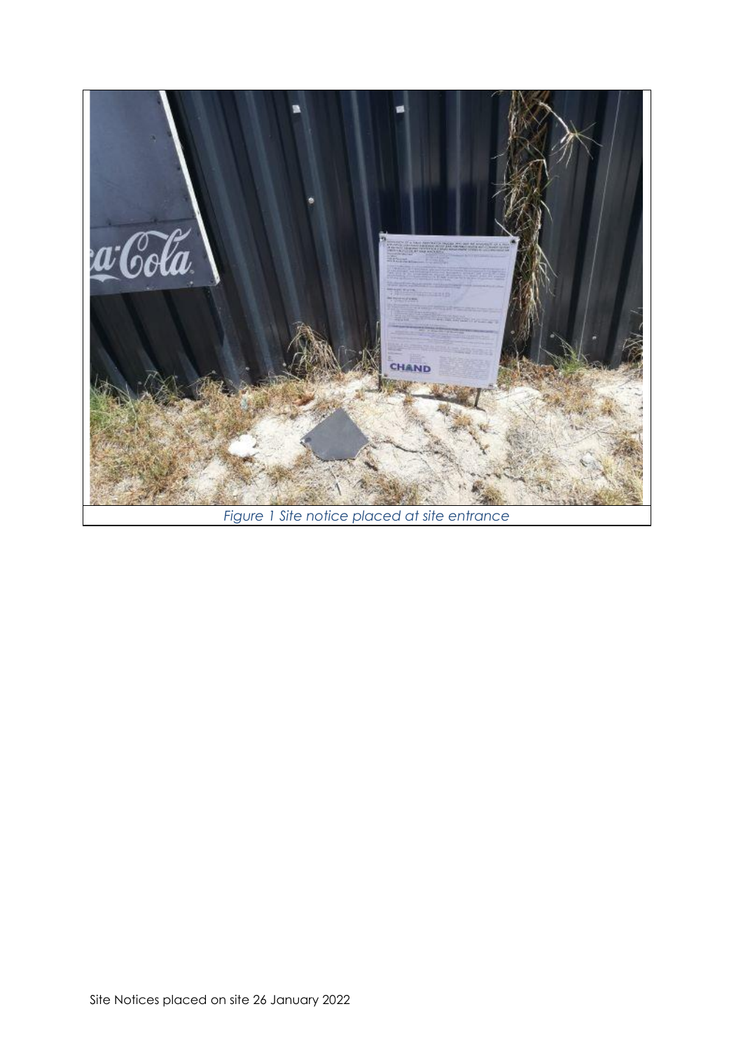*Figure 1 Site notice placed at site entrance*

Site Notices placed on site 26 January 2022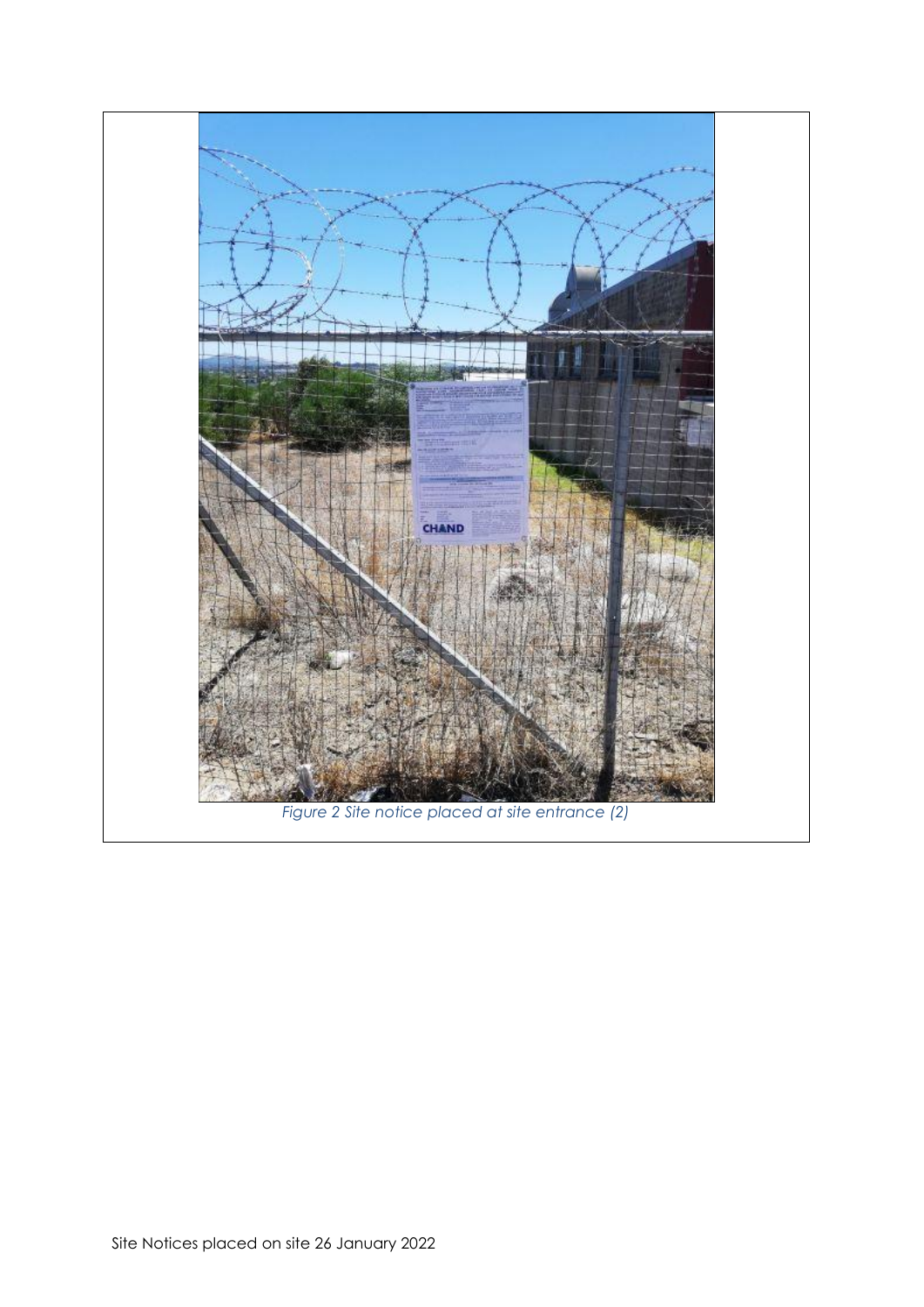*Figure 2 Site notice placed at site entrance (2)*

Site Notices placed on site 26 January 2022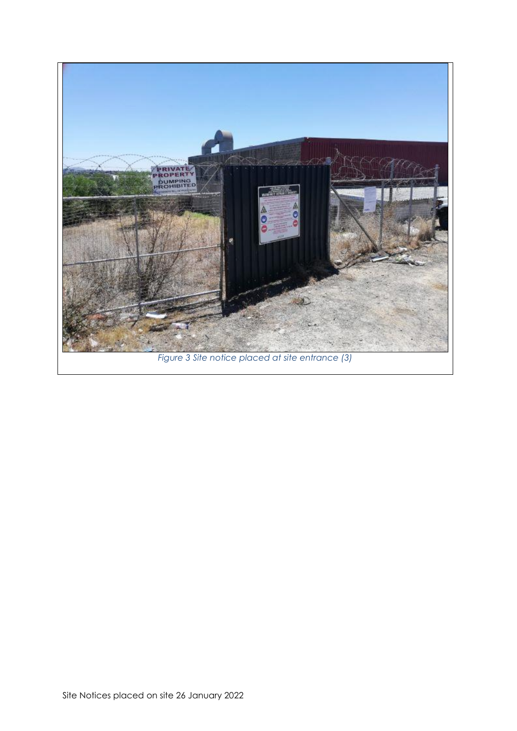*Figure 3 Site notice placed at site entrance (3)*

Site Notices placed on site 26 January 2022